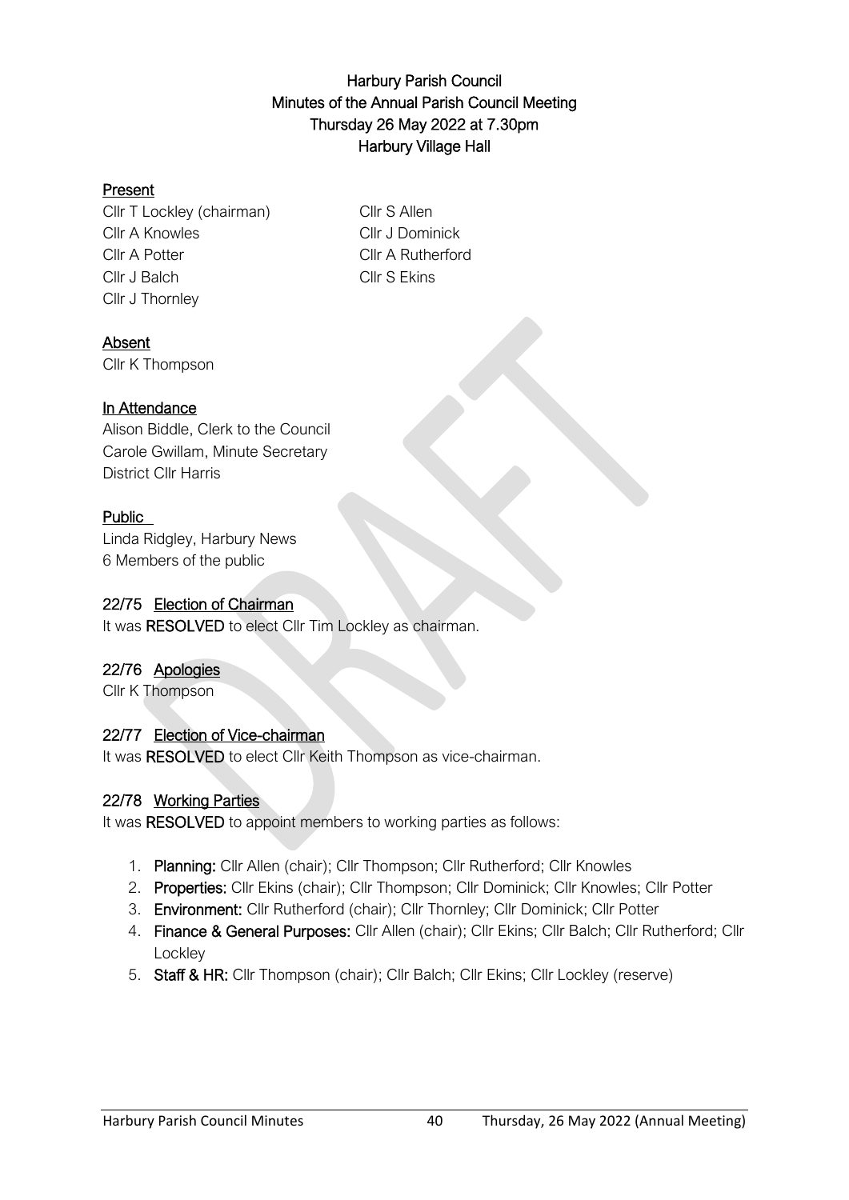# Harbury Parish Council
## Minutes of the Annual Parish Council Meeting
## Thursday 26 May 2022 at 7.30pm
## Harbury Village Hall

**Present**

Cllr T Lockley (chairman)
Cllr A Knowles
Cllr A Potter
Cllr J Balch
Cllr J Thornley
Cllr S Allen
Cllr J Dominick
Cllr A Rutherford
Cllr S Ekins

**Absent**

Cllr K Thompson

**In Attendance**

Alison Biddle, Clerk to the Council
Carole Gwillam, Minute Secretary
District Cllr Harris

**Public**

Linda Ridgley, Harbury News
6 Members of the public

### 22/75 Election of Chairman

It was **RESOLVED** to elect Cllr Tim Lockley as chairman.

### 22/76 Apologies

Cllr K Thompson

### 22/77 Election of Vice-chairman

It was **RESOLVED** to elect Cllr Keith Thompson as vice-chairman.

### 22/78 Working Parties

It was **RESOLVED** to appoint members to working parties as follows:

1. **Planning:** Cllr Allen (chair); Cllr Thompson; Cllr Rutherford; Cllr Knowles
2. **Properties:** Cllr Ekins (chair); Cllr Thompson; Cllr Dominick; Cllr Knowles; Cllr Potter
3. **Environment:** Cllr Rutherford (chair); Cllr Thornley; Cllr Dominick; Cllr Potter
4. **Finance & General Purposes:** Cllr Allen (chair); Cllr Ekins; Cllr Balch; Cllr Rutherford; Cllr Lockley
5. **Staff & HR:** Cllr Thompson (chair); Cllr Balch; Cllr Ekins; Cllr Lockley (reserve)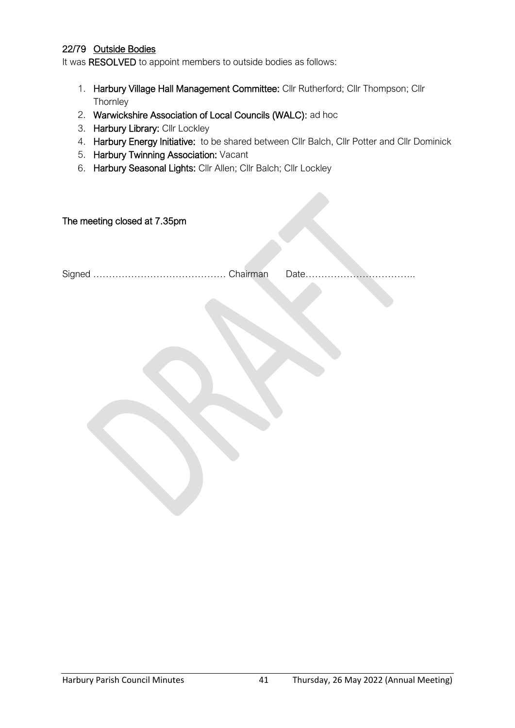## 22/79 Outside Bodies

It was **RESOLVED** to appoint members to outside bodies as follows:

1. **Harbury Village Hall Management Committee:** Cllr Rutherford; Cllr Thompson; Cllr Thornley
2. **Warwickshire Association of Local Councils (WALC):** ad hoc
3. **Harbury Library:** Cllr Lockley
4. **Harbury Energy Initiative:** to be shared between Cllr Balch, Cllr Potter and Cllr Dominick
5. **Harbury Twinning Association:** Vacant
6. **Harbury Seasonal Lights:** Cllr Allen; Cllr Balch; Cllr Lockley

**The meeting closed at 7.35pm**

Signed …………………………………… Chairman Date……………………………..